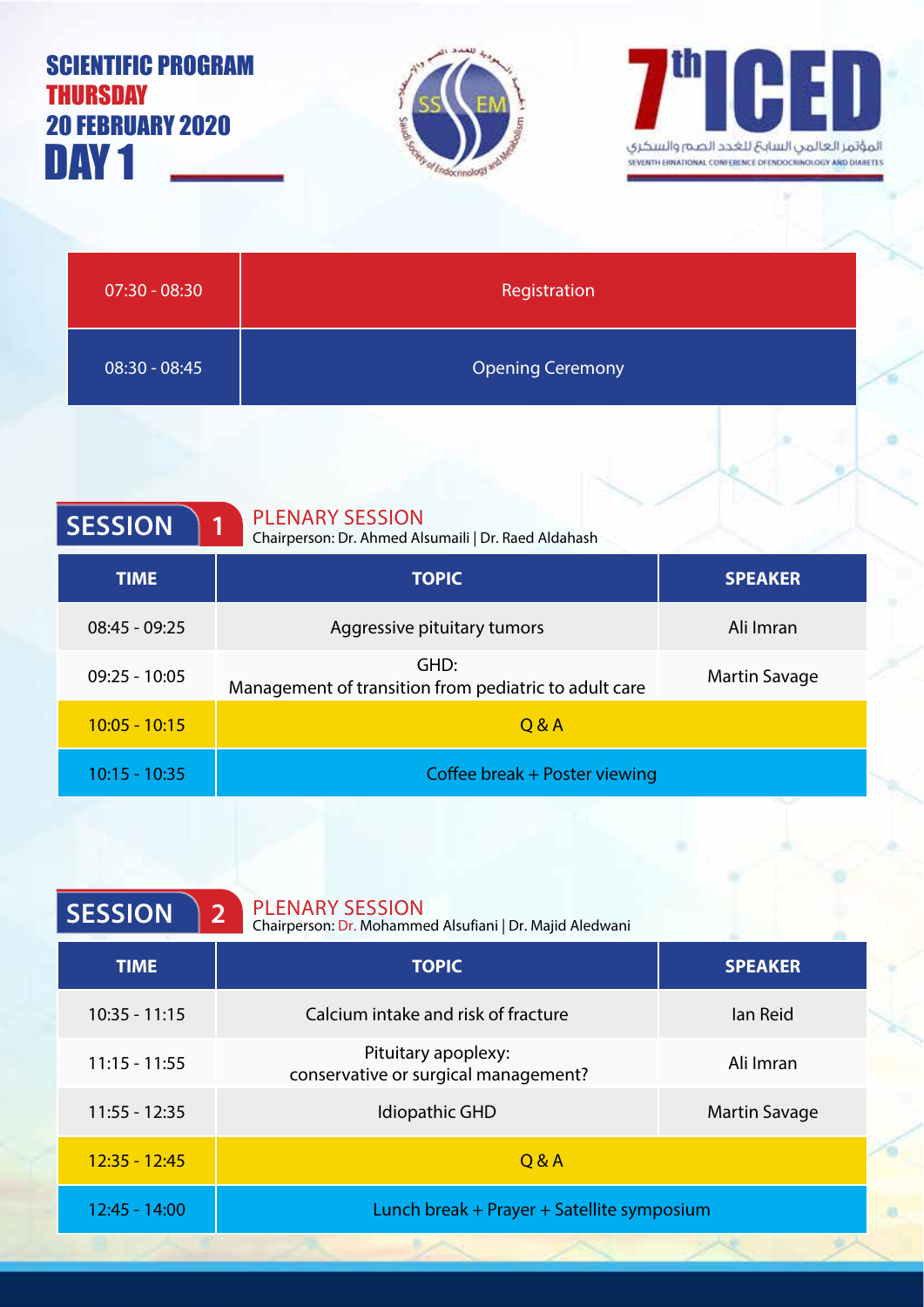# SCIENTIFIC PROGRAM
## THURSDAY
## 20 FEBRUARY 2020
# DAY 1

7th ICED

المؤتمر العالمي السابع للغدد الصم والسكري

SEVENTH ERNATIONAL CONFERENCE OFENDOCRINOLOGY AND DIABETES

| | |
|---|---|
| 07:30 - 08:30 | Registration |
| 08:30 - 08:45 | Opening Ceremony |

## SESSION 1

### PLENARY SESSION

Chairperson: Dr. Ahmed Alsumaili | Dr. Raed Aldahash

| TIME | TOPIC | SPEAKER |
|---|---|---|
| 08:45 - 09:25 | Aggressive pituitary tumors | Ali Imran |
| 09:25 - 10:05 | GHD: Management of transition from pediatric to adult care | Martin Savage |
| 10:05 - 10:15 | Q & A | |
| 10:15 - 10:35 | Coffee break + Poster viewing | |

## SESSION 2

### PLENARY SESSION

Chairperson: Dr. Mohammed Alsufiani | Dr. Majid Aledwani

| TIME | TOPIC | SPEAKER |
|---|---|---|
| 10:35 - 11:15 | Calcium intake and risk of fracture | Ian Reid |
| 11:15 - 11:55 | Pituitary apoplexy: conservative or surgical management? | Ali Imran |
| 11:55 - 12:35 | Idiopathic GHD | Martin Savage |
| 12:35 - 12:45 | Q & A | |
| 12:45 - 14:00 | Lunch break + Prayer + Satellite symposium | |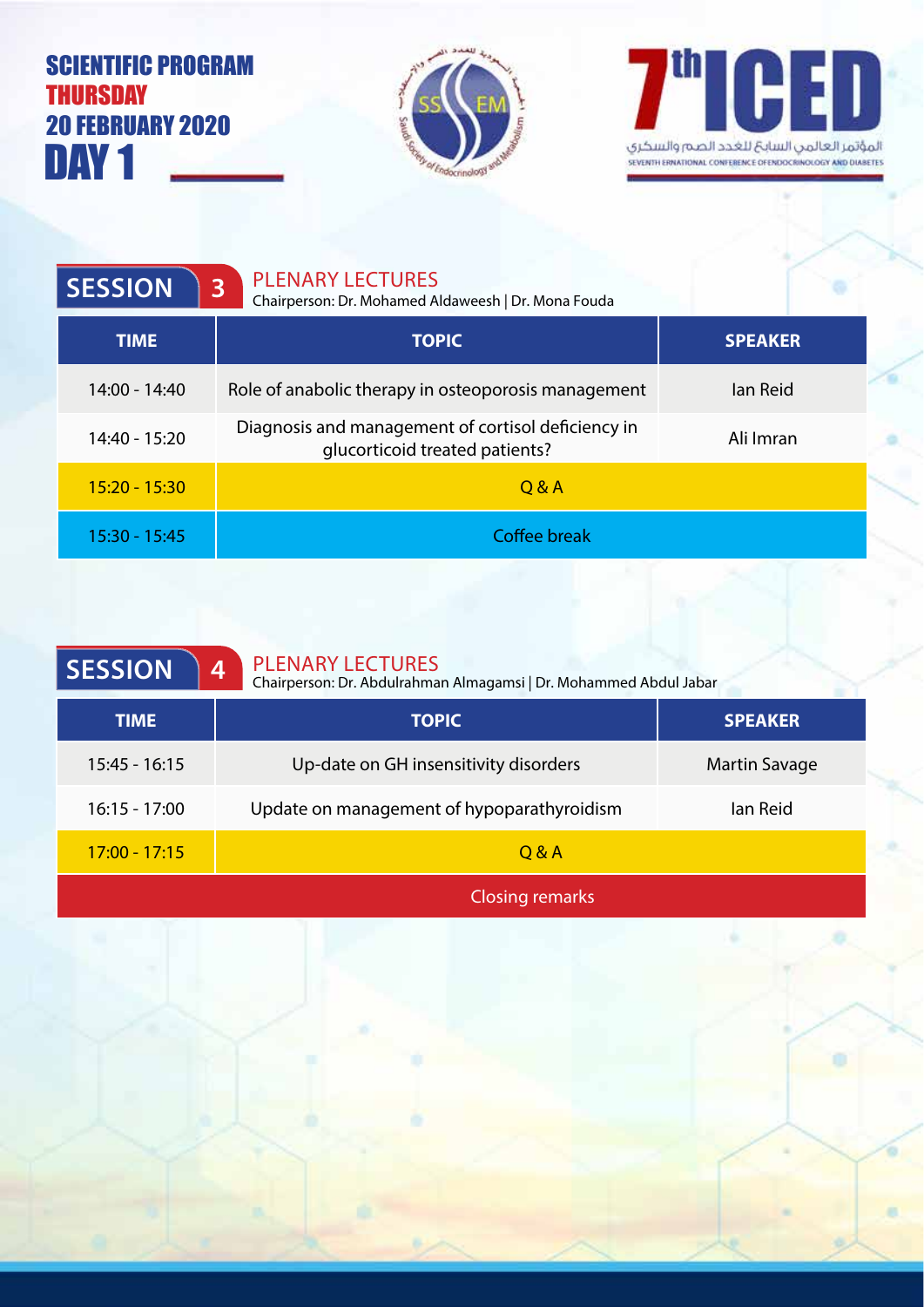# SCIENTIFIC PROGRAM
## THURSDAY
## 20 FEBRUARY 2020
# DAY 1

7th ICED

المؤتمر العالمي السابع للغدد الصم والسكري

SEVENTH ERNATIONAL CONFERENCE OFENDOCRINOLOGY AND DIABETES

## SESSION 3

**PLENARY LECTURES**

Chairperson: Dr. Mohamed Aldaweesh | Dr. Mona Fouda

| TIME | TOPIC | SPEAKER |
|---|---|---|
| 14:00 - 14:40 | Role of anabolic therapy in osteoporosis management | Ian Reid |
| 14:40 - 15:20 | Diagnosis and management of cortisol deficiency in glucorticoid treated patients? | Ali Imran |
| 15:20 - 15:30 | Q & A | |
| 15:30 - 15:45 | Coffee break | |

## SESSION 4

**PLENARY LECTURES**

Chairperson: Dr. Abdulrahman Almagamsi | Dr. Mohammed Abdul Jabar

| TIME | TOPIC | SPEAKER |
|---|---|---|
| 15:45 - 16:15 | Up-date on GH insensitivity disorders | Martin Savage |
| 16:15 - 17:00 | Update on management of hypoparathyroidism | Ian Reid |
| 17:00 - 17:15 | Q & A | |
| | Closing remarks | |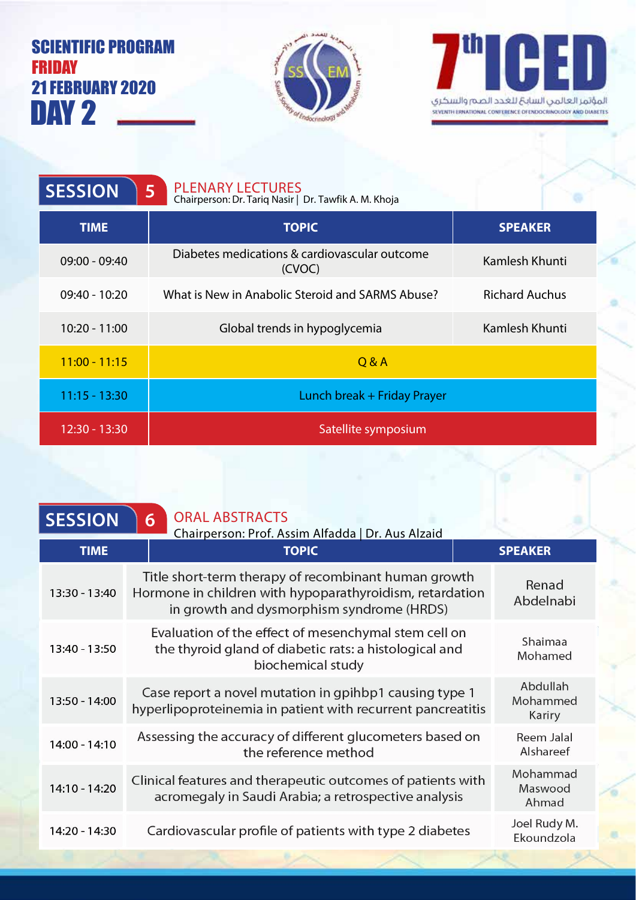# SCIENTIFIC PROGRAM
## FRIDAY
## 21 FEBRUARY 2020
# DAY 2

7th ICED

المؤتمر العالمي السابع للغدد الصم والسكري

SEVENTH ERNATIONAL CONFERENCE OFENDOCRINOLOGY AND DIABETES

## SESSION 5 — PLENARY LECTURES

Chairperson: Dr. Tariq Nasir | Dr. Tawfik A. M. Khoja

| TIME | TOPIC | SPEAKER |
|---|---|---|
| 09:00 - 09:40 | Diabetes medications & cardiovascular outcome (CVOC) | Kamlesh Khunti |
| 09:40 - 10:20 | What is New in Anabolic Steroid and SARMS Abuse? | Richard Auchus |
| 10:20 - 11:00 | Global trends in hypoglycemia | Kamlesh Khunti |
| 11:00 - 11:15 | Q & A | |
| 11:15 - 13:30 | Lunch break + Friday Prayer | |
| 12:30 - 13:30 | Satellite symposium | |

## SESSION 6 — ORAL ABSTRACTS

Chairperson: Prof. Assim Alfadda | Dr. Aus Alzaid

| TIME | TOPIC | SPEAKER |
|---|---|---|
| 13:30 - 13:40 | Title short-term therapy of recombinant human growth Hormone in children with hypoparathyroidism, retardation in growth and dysmorphism syndrome (HRDS) | Renad Abdelnabi |
| 13:40 - 13:50 | Evaluation of the effect of mesenchymal stem cell on the thyroid gland of diabetic rats: a histological and biochemical study | Shaimaa Mohamed |
| 13:50 - 14:00 | Case report a novel mutation in gpihbp1 causing type 1 hyperlipoproteinemia in patient with recurrent pancreatitis | Abdullah Mohammed Kariry |
| 14:00 - 14:10 | Assessing the accuracy of different glucometers based on the reference method | Reem Jalal Alshareef |
| 14:10 - 14:20 | Clinical features and therapeutic outcomes of patients with acromegaly in Saudi Arabia; a retrospective analysis | Mohammad Maswood Ahmad |
| 14:20 - 14:30 | Cardiovascular profile of patients with type 2 diabetes | Joel Rudy M. Ekoundzola |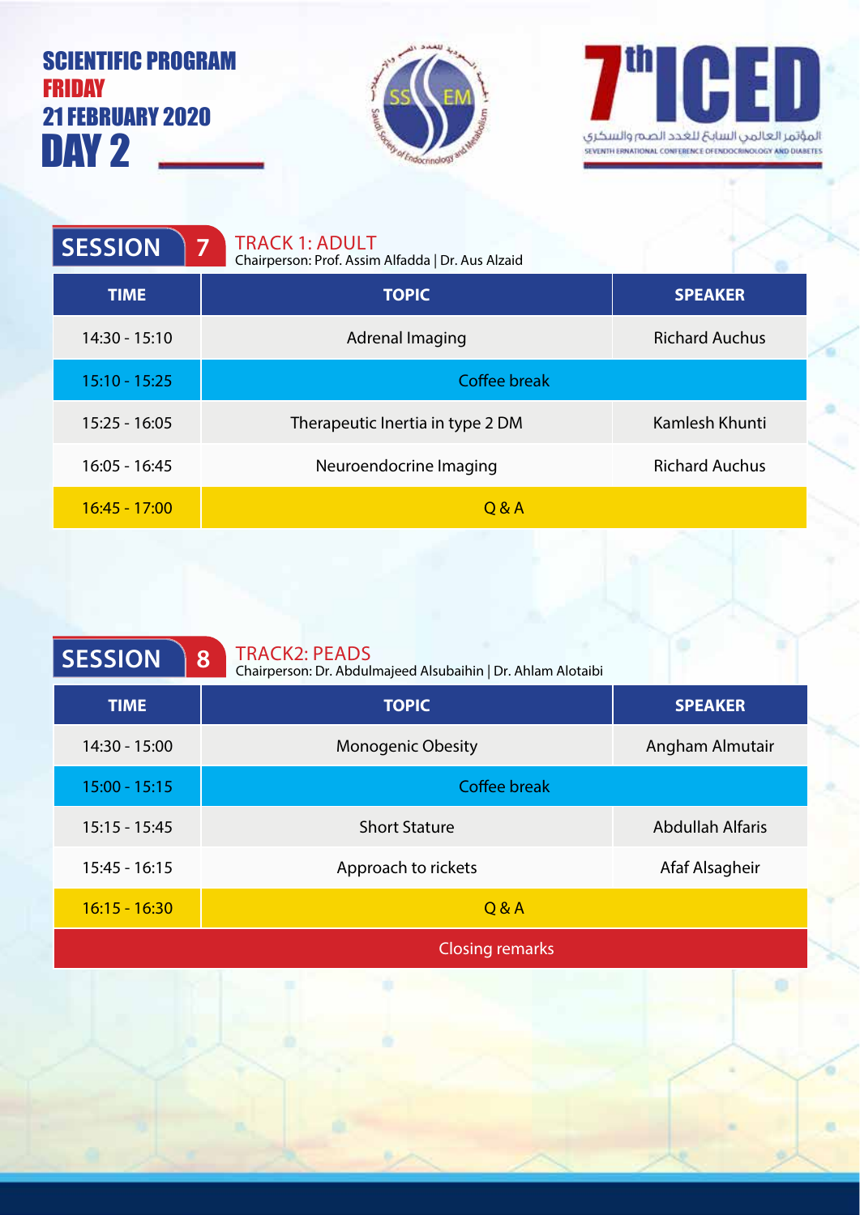# SCIENTIFIC PROGRAM
## FRIDAY
## 21 FEBRUARY 2020
## DAY 2

7th ICED

المؤتمر العالمي السابع للغدد الصماء والسكري

SEVENTH ERNATIONAL CONFERENCE OFENDOCRINOLOGY AND DIABETES

## SESSION 7 — TRACK 1: ADULT

Chairperson: Prof. Assim Alfadda | Dr. Aus Alzaid

| TIME | TOPIC | SPEAKER |
| --- | --- | --- |
| 14:30 - 15:10 | Adrenal Imaging | Richard Auchus |
| 15:10 - 15:25 | Coffee break | |
| 15:25 - 16:05 | Therapeutic Inertia in type 2 DM | Kamlesh Khunti |
| 16:05 - 16:45 | Neuroendocrine Imaging | Richard Auchus |
| 16:45 - 17:00 | Q & A | |

## SESSION 8 — TRACK2: PEADS

Chairperson: Dr. Abdulmajeed Alsubaihin | Dr. Ahlam Alotaibi

| TIME | TOPIC | SPEAKER |
| --- | --- | --- |
| 14:30 - 15:00 | Monogenic Obesity | Angham Almutair |
| 15:00 - 15:15 | Coffee break | |
| 15:15 - 15:45 | Short Stature | Abdullah Alfaris |
| 15:45 - 16:15 | Approach to rickets | Afaf Alsagheir |
| 16:15 - 16:30 | Q & A | |
| Closing remarks | | |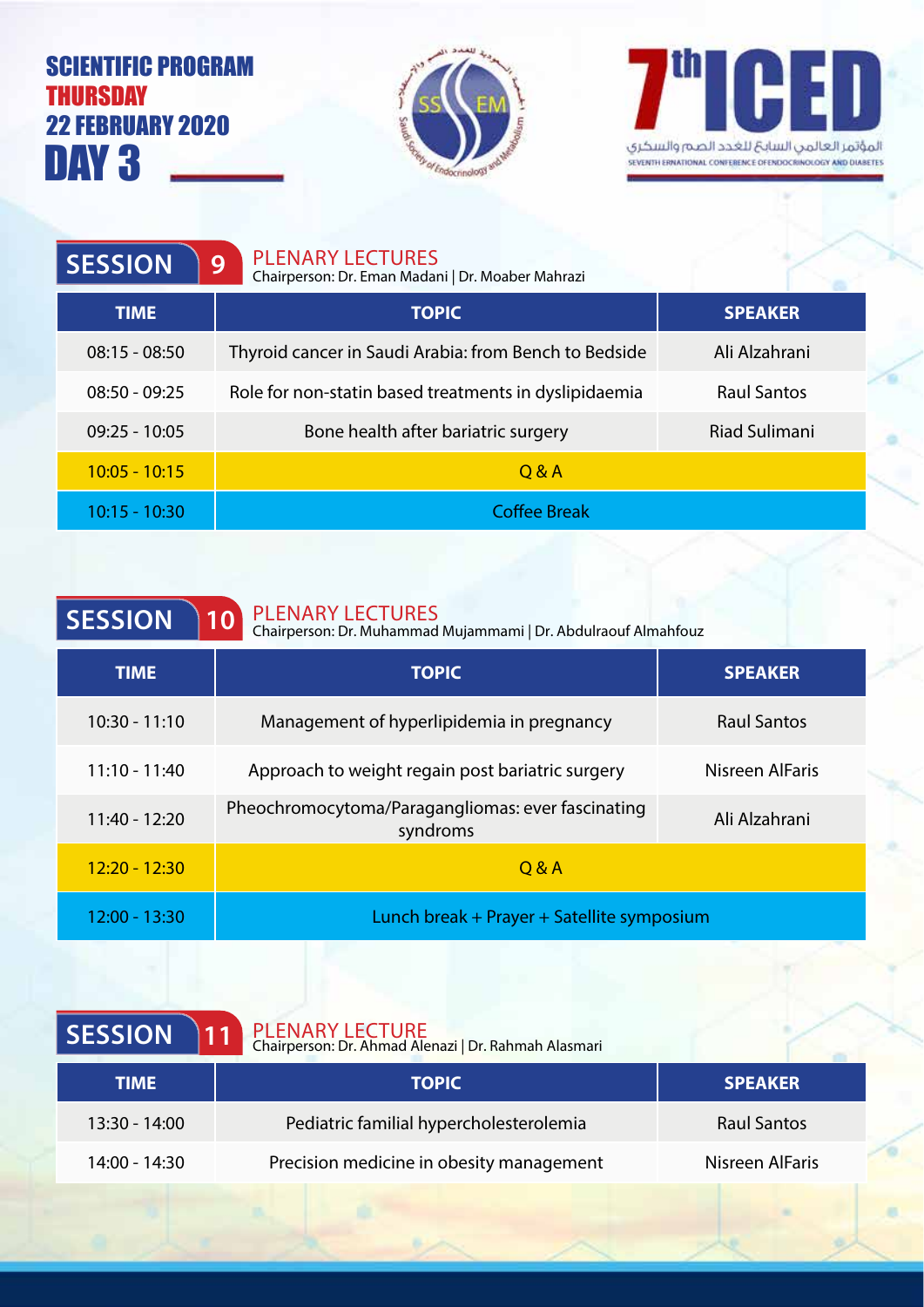# SCIENTIFIC PROGRAM
## THURSDAY
## 22 FEBRUARY 2020
## DAY 3

7th ICED

المؤتمر العالمي السابع للغدد الصم والسكري

SEVENTH ERNATIONAL CONFERENCE OFENDOCRINOLOGY AND DIABETES

## SESSION 9 — PLENARY LECTURES

Chairperson: Dr. Eman Madani | Dr. Moaber Mahrazi

| TIME | TOPIC | SPEAKER |
|---|---|---|
| 08:15 - 08:50 | Thyroid cancer in Saudi Arabia: from Bench to Bedside | Ali Alzahrani |
| 08:50 - 09:25 | Role for non-statin based treatments in dyslipidaemia | Raul Santos |
| 09:25 - 10:05 | Bone health after bariatric surgery | Riad Sulimani |
| 10:05 - 10:15 | Q & A | |
| 10:15 - 10:30 | Coffee Break | |

## SESSION 10 — PLENARY LECTURES

Chairperson: Dr. Muhammad Mujammami | Dr. Abdulraouf Almahfouz

| TIME | TOPIC | SPEAKER |
|---|---|---|
| 10:30 - 11:10 | Management of hyperlipidemia in pregnancy | Raul Santos |
| 11:10 - 11:40 | Approach to weight regain post bariatric surgery | Nisreen AlFaris |
| 11:40 - 12:20 | Pheochromocytoma/Paragangliomas: ever fascinating syndroms | Ali Alzahrani |
| 12:20 - 12:30 | Q & A | |
| 12:00 - 13:30 | Lunch break + Prayer + Satellite symposium | |

## SESSION 11 — PLENARY LECTURE

Chairperson: Dr. Ahmad Alenazi | Dr. Rahmah Alasmari

| TIME | TOPIC | SPEAKER |
|---|---|---|
| 13:30 - 14:00 | Pediatric familial hypercholesterolemia | Raul Santos |
| 14:00 - 14:30 | Precision medicine in obesity management | Nisreen AlFaris |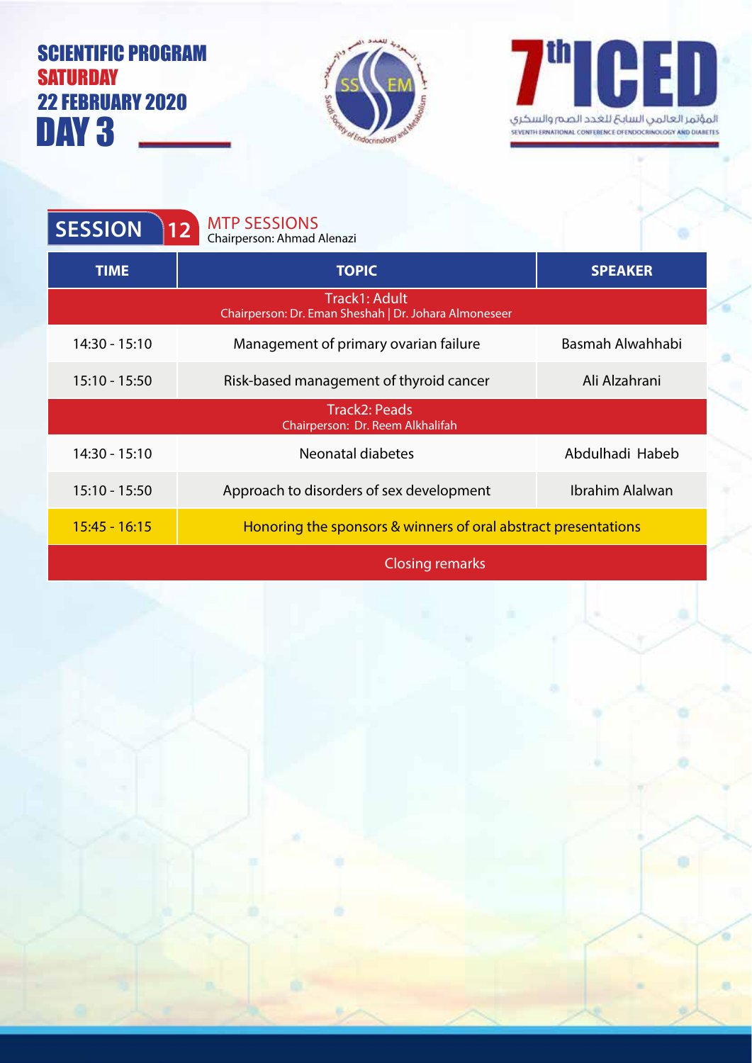# SCIENTIFIC PROGRAM
## SATURDAY
## 22 FEBRUARY 2020
## DAY 3

# 7th ICED

المؤتمر العالمي السابع للغدد الصم والسكري

SEVENTH ERNATIONAL CONFERENCE OFENDOCRINOLOGY AND DIABETES

## SESSION 12 MTP SESSIONS

Chairperson: Ahmad Alenazi

| TIME | TOPIC | SPEAKER |
|---|---|---|
| | **Track1: Adult**<br>Chairperson: Dr. Eman Sheshah \| Dr. Johara Almoneseer | |
| 14:30 - 15:10 | Management of primary ovarian failure | Basmah Alwahhabi |
| 15:10 - 15:50 | Risk-based management of thyroid cancer | Ali Alzahrani |
| | **Track2: Peads**<br>Chairperson: Dr. Reem Alkhalifah | |
| 14:30 - 15:10 | Neonatal diabetes | Abdulhadi Habeb |
| 15:10 - 15:50 | Approach to disorders of sex development | Ibrahim Alalwan |
| 15:45 - 16:15 | Honoring the sponsors & winners of oral abstract presentations | |
| | Closing remarks | |